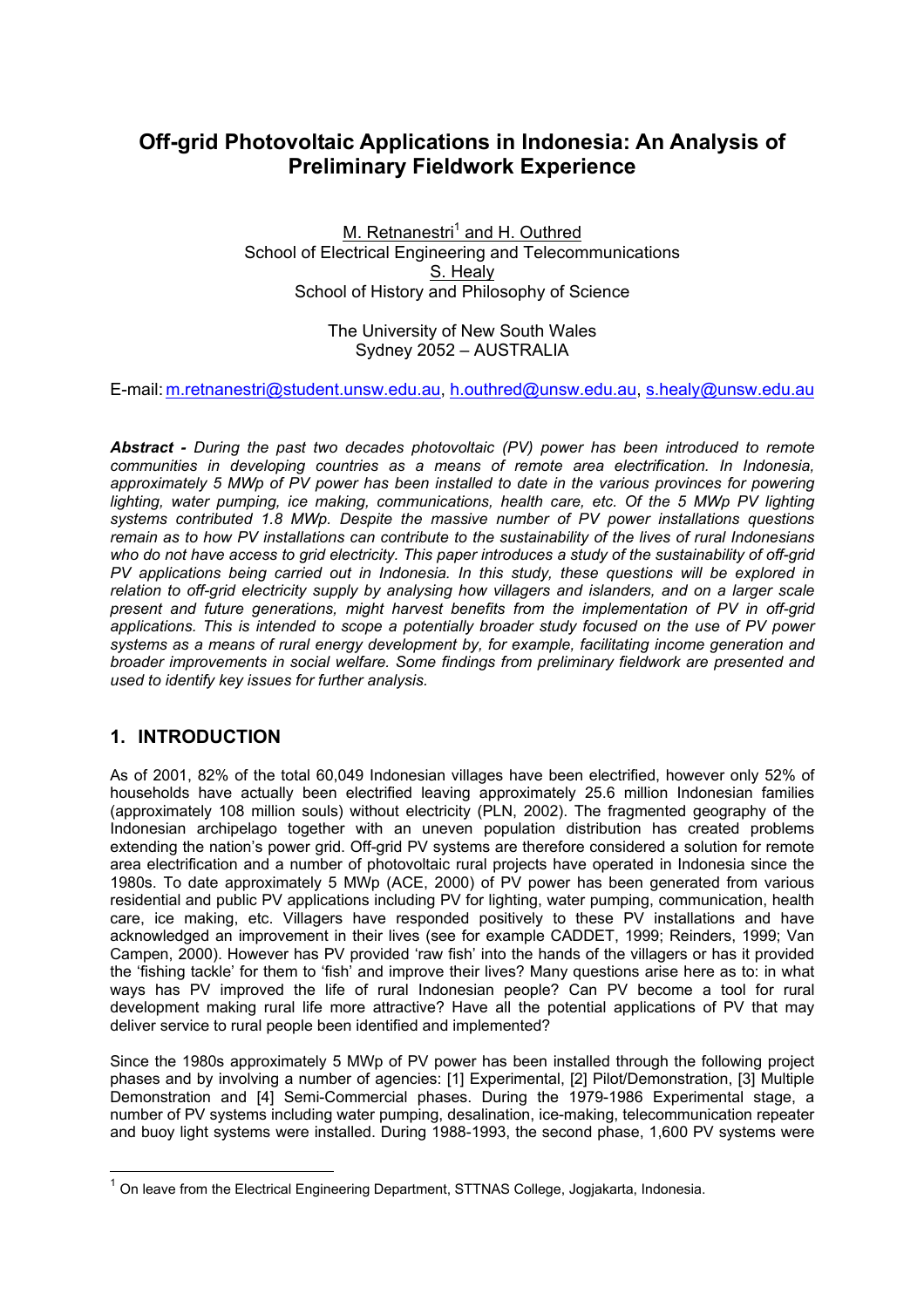# Off-grid Photovoltaic Applications in Indonesia: An Analysis of Preliminary Fieldwork Experience

M. Retnanestri[1] and H. Outhred
School of Electrical Engineering and Telecommunications
S. Healy
School of History and Philosophy of Science

The University of New South Wales
Sydney 2052 – AUSTRALIA

E-mail: m.retnanestri@student.unsw.edu.au, h.outhred@unsw.edu.au, s.healy@unsw.edu.au

***Abstract -*** *During the past two decades photovoltaic (PV) power has been introduced to remote communities in developing countries as a means of remote area electrification. In Indonesia, approximately 5 MWp of PV power has been installed to date in the various provinces for powering lighting, water pumping, ice making, communications, health care, etc. Of the 5 MWp PV lighting systems contributed 1.8 MWp. Despite the massive number of PV power installations questions remain as to how PV installations can contribute to the sustainability of the lives of rural Indonesians who do not have access to grid electricity. This paper introduces a study of the sustainability of off-grid PV applications being carried out in Indonesia. In this study, these questions will be explored in relation to off-grid electricity supply by analysing how villagers and islanders, and on a larger scale present and future generations, might harvest benefits from the implementation of PV in off-grid applications. This is intended to scope a potentially broader study focused on the use of PV power systems as a means of rural energy development by, for example, facilitating income generation and broader improvements in social welfare. Some findings from preliminary fieldwork are presented and used to identify key issues for further analysis.*

## 1. INTRODUCTION

As of 2001, 82% of the total 60,049 Indonesian villages have been electrified, however only 52% of households have actually been electrified leaving approximately 25.6 million Indonesian families (approximately 108 million souls) without electricity (PLN, 2002). The fragmented geography of the Indonesian archipelago together with an uneven population distribution has created problems extending the nation's power grid. Off-grid PV systems are therefore considered a solution for remote area electrification and a number of photovoltaic rural projects have operated in Indonesia since the 1980s. To date approximately 5 MWp (ACE, 2000) of PV power has been generated from various residential and public PV applications including PV for lighting, water pumping, communication, health care, ice making, etc. Villagers have responded positively to these PV installations and have acknowledged an improvement in their lives (see for example CADDET, 1999; Reinders, 1999; Van Campen, 2000). However has PV provided 'raw fish' into the hands of the villagers or has it provided the 'fishing tackle' for them to 'fish' and improve their lives? Many questions arise here as to: in what ways has PV improved the life of rural Indonesian people? Can PV become a tool for rural development making rural life more attractive? Have all the potential applications of PV that may deliver service to rural people been identified and implemented?

Since the 1980s approximately 5 MWp of PV power has been installed through the following project phases and by involving a number of agencies: [1] Experimental, [2] Pilot/Demonstration, [3] Multiple Demonstration and [4] Semi-Commercial phases. During the 1979-1986 Experimental stage, a number of PV systems including water pumping, desalination, ice-making, telecommunication repeater and buoy light systems were installed. During 1988-1993, the second phase, 1,600 PV systems were

[1] On leave from the Electrical Engineering Department, STTNAS College, Jogjakarta, Indonesia.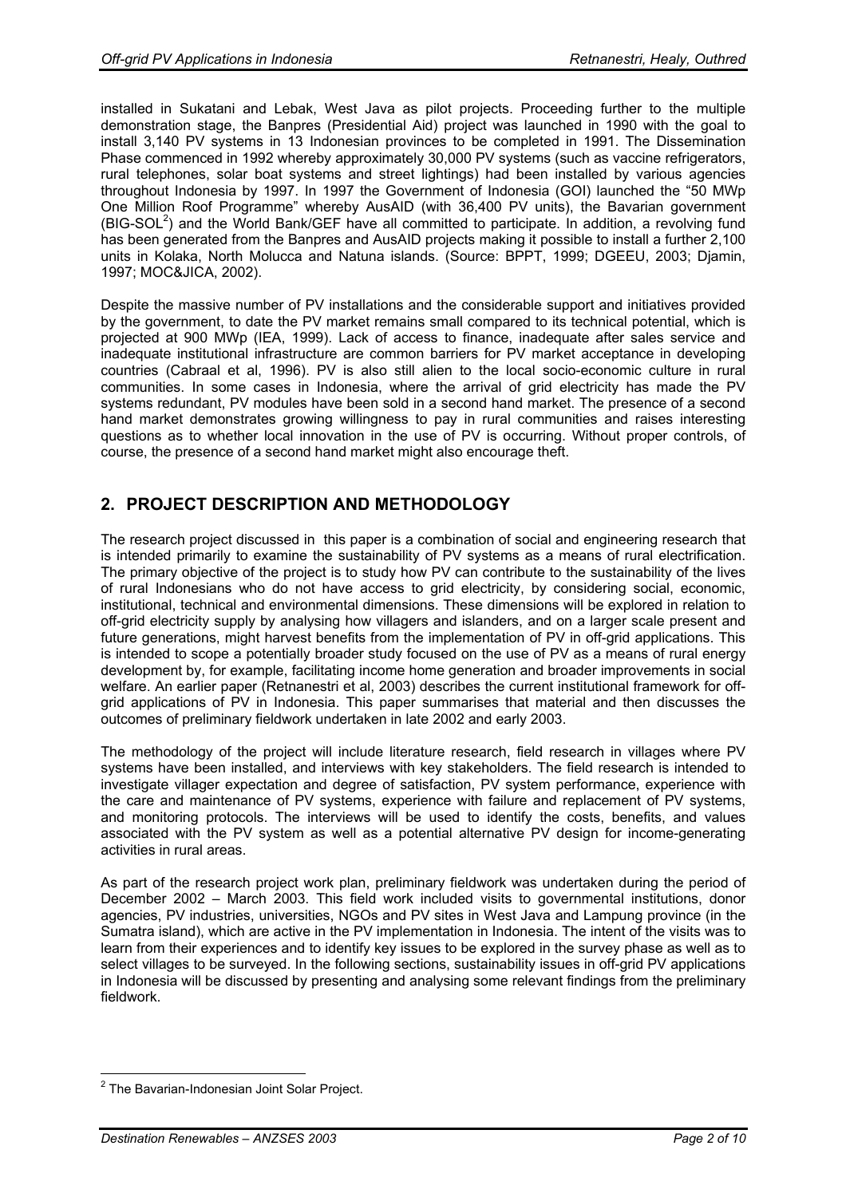installed in Sukatani and Lebak, West Java as pilot projects. Proceeding further to the multiple demonstration stage, the Banpres (Presidential Aid) project was launched in 1990 with the goal to install 3,140 PV systems in 13 Indonesian provinces to be completed in 1991. The Dissemination Phase commenced in 1992 whereby approximately 30,000 PV systems (such as vaccine refrigerators, rural telephones, solar boat systems and street lightings) had been installed by various agencies throughout Indonesia by 1997. In 1997 the Government of Indonesia (GOI) launched the "50 MWp One Million Roof Programme" whereby AusAID (with 36,400 PV units), the Bavarian government (BIG-SOL[2]) and the World Bank/GEF have all committed to participate. In addition, a revolving fund has been generated from the Banpres and AusAID projects making it possible to install a further 2,100 units in Kolaka, North Molucca and Natuna islands. (Source: BPPT, 1999; DGEEU, 2003; Djamin, 1997; MOC&JICA, 2002).

Despite the massive number of PV installations and the considerable support and initiatives provided by the government, to date the PV market remains small compared to its technical potential, which is projected at 900 MWp (IEA, 1999). Lack of access to finance, inadequate after sales service and inadequate institutional infrastructure are common barriers for PV market acceptance in developing countries (Cabraal et al, 1996). PV is also still alien to the local socio-economic culture in rural communities. In some cases in Indonesia, where the arrival of grid electricity has made the PV systems redundant, PV modules have been sold in a second hand market. The presence of a second hand market demonstrates growing willingness to pay in rural communities and raises interesting questions as to whether local innovation in the use of PV is occurring. Without proper controls, of course, the presence of a second hand market might also encourage theft.

## 2. PROJECT DESCRIPTION AND METHODOLOGY

The research project discussed in this paper is a combination of social and engineering research that is intended primarily to examine the sustainability of PV systems as a means of rural electrification. The primary objective of the project is to study how PV can contribute to the sustainability of the lives of rural Indonesians who do not have access to grid electricity, by considering social, economic, institutional, technical and environmental dimensions. These dimensions will be explored in relation to off-grid electricity supply by analysing how villagers and islanders, and on a larger scale present and future generations, might harvest benefits from the implementation of PV in off-grid applications. This is intended to scope a potentially broader study focused on the use of PV as a means of rural energy development by, for example, facilitating income home generation and broader improvements in social welfare. An earlier paper (Retnanestri et al, 2003) describes the current institutional framework for off-grid applications of PV in Indonesia. This paper summarises that material and then discusses the outcomes of preliminary fieldwork undertaken in late 2002 and early 2003.

The methodology of the project will include literature research, field research in villages where PV systems have been installed, and interviews with key stakeholders. The field research is intended to investigate villager expectation and degree of satisfaction, PV system performance, experience with the care and maintenance of PV systems, experience with failure and replacement of PV systems, and monitoring protocols. The interviews will be used to identify the costs, benefits, and values associated with the PV system as well as a potential alternative PV design for income-generating activities in rural areas.

As part of the research project work plan, preliminary fieldwork was undertaken during the period of December 2002 – March 2003. This field work included visits to governmental institutions, donor agencies, PV industries, universities, NGOs and PV sites in West Java and Lampung province (in the Sumatra island), which are active in the PV implementation in Indonesia. The intent of the visits was to learn from their experiences and to identify key issues to be explored in the survey phase as well as to select villages to be surveyed. In the following sections, sustainability issues in off-grid PV applications in Indonesia will be discussed by presenting and analysing some relevant findings from the preliminary fieldwork.

---

[2] The Bavarian-Indonesian Joint Solar Project.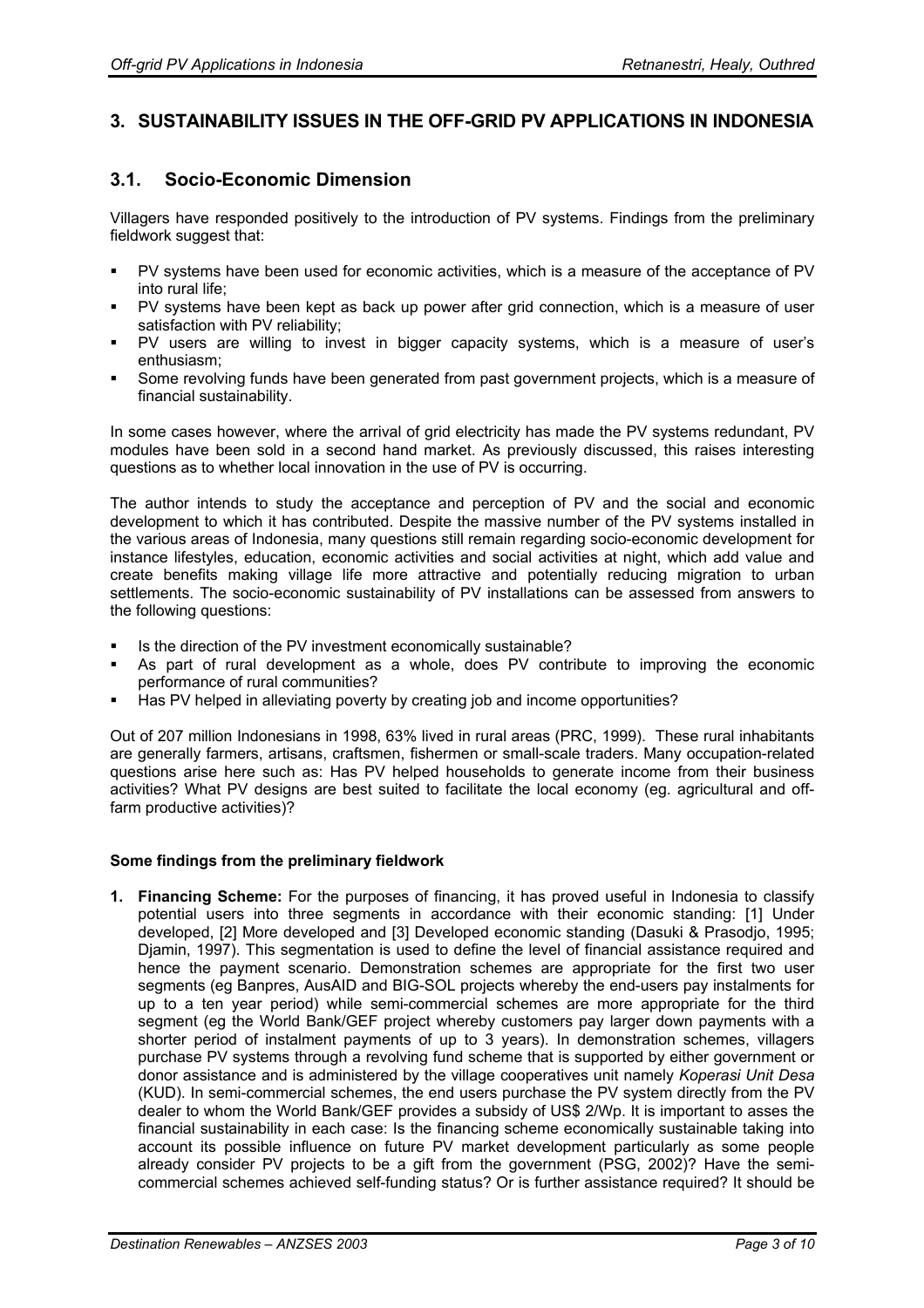## 3. SUSTAINABILITY ISSUES IN THE OFF-GRID PV APPLICATIONS IN INDONESIA

### 3.1. Socio-Economic Dimension

Villagers have responded positively to the introduction of PV systems. Findings from the preliminary fieldwork suggest that:

- PV systems have been used for economic activities, which is a measure of the acceptance of PV into rural life;
- PV systems have been kept as back up power after grid connection, which is a measure of user satisfaction with PV reliability;
- PV users are willing to invest in bigger capacity systems, which is a measure of user's enthusiasm;
- Some revolving funds have been generated from past government projects, which is a measure of financial sustainability.

In some cases however, where the arrival of grid electricity has made the PV systems redundant, PV modules have been sold in a second hand market. As previously discussed, this raises interesting questions as to whether local innovation in the use of PV is occurring.

The author intends to study the acceptance and perception of PV and the social and economic development to which it has contributed. Despite the massive number of the PV systems installed in the various areas of Indonesia, many questions still remain regarding socio-economic development for instance lifestyles, education, economic activities and social activities at night, which add value and create benefits making village life more attractive and potentially reducing migration to urban settlements. The socio-economic sustainability of PV installations can be assessed from answers to the following questions:

- Is the direction of the PV investment economically sustainable?
- As part of rural development as a whole, does PV contribute to improving the economic performance of rural communities?
- Has PV helped in alleviating poverty by creating job and income opportunities?

Out of 207 million Indonesians in 1998, 63% lived in rural areas (PRC, 1999). These rural inhabitants are generally farmers, artisans, craftsmen, fishermen or small-scale traders. Many occupation-related questions arise here such as: Has PV helped households to generate income from their business activities? What PV designs are best suited to facilitate the local economy (eg. agricultural and off-farm productive activities)?

**Some findings from the preliminary fieldwork**

1. **Financing Scheme:** For the purposes of financing, it has proved useful in Indonesia to classify potential users into three segments in accordance with their economic standing: [1] Under developed, [2] More developed and [3] Developed economic standing (Dasuki & Prasodjo, 1995; Djamin, 1997). This segmentation is used to define the level of financial assistance required and hence the payment scenario. Demonstration schemes are appropriate for the first two user segments (eg Banpres, AusAID and BIG-SOL projects whereby the end-users pay instalments for up to a ten year period) while semi-commercial schemes are more appropriate for the third segment (eg the World Bank/GEF project whereby customers pay larger down payments with a shorter period of instalment payments of up to 3 years). In demonstration schemes, villagers purchase PV systems through a revolving fund scheme that is supported by either government or donor assistance and is administered by the village cooperatives unit namely *Koperasi Unit Desa* (KUD). In semi-commercial schemes, the end users purchase the PV system directly from the PV dealer to whom the World Bank/GEF provides a subsidy of US$ 2/Wp. It is important to asses the financial sustainability in each case: Is the financing scheme economically sustainable taking into account its possible influence on future PV market development particularly as some people already consider PV projects to be a gift from the government (PSG, 2002)? Have the semi-commercial schemes achieved self-funding status? Or is further assistance required? It should be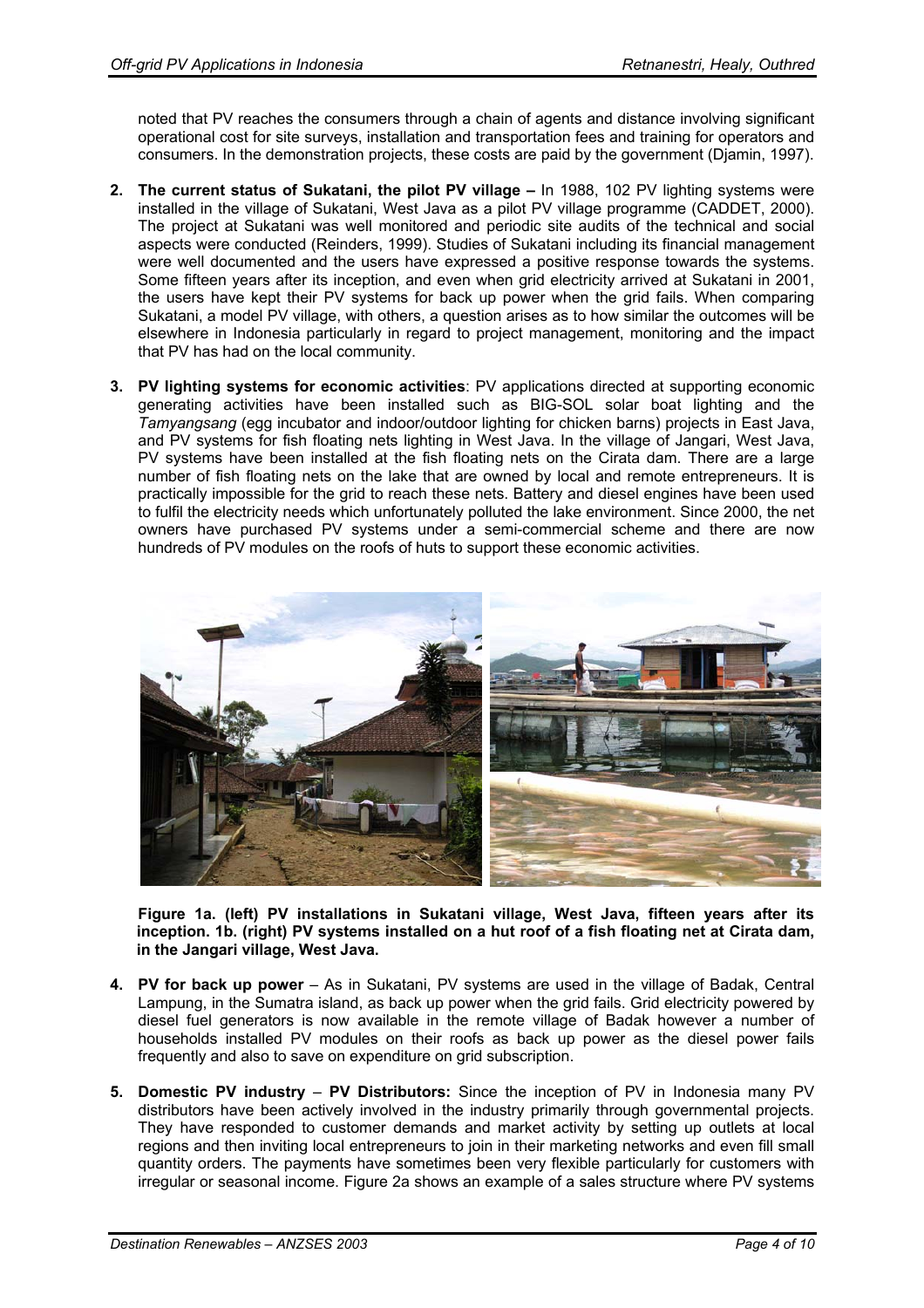noted that PV reaches the consumers through a chain of agents and distance involving significant operational cost for site surveys, installation and transportation fees and training for operators and consumers. In the demonstration projects, these costs are paid by the government (Djamin, 1997).

2. **The current status of Sukatani, the pilot PV village –** In 1988, 102 PV lighting systems were installed in the village of Sukatani, West Java as a pilot PV village programme (CADDET, 2000). The project at Sukatani was well monitored and periodic site audits of the technical and social aspects were conducted (Reinders, 1999). Studies of Sukatani including its financial management were well documented and the users have expressed a positive response towards the systems. Some fifteen years after its inception, and even when grid electricity arrived at Sukatani in 2001, the users have kept their PV systems for back up power when the grid fails. When comparing Sukatani, a model PV village, with others, a question arises as to how similar the outcomes will be elsewhere in Indonesia particularly in regard to project management, monitoring and the impact that PV has had on the local community.

3. **PV lighting systems for economic activities**: PV applications directed at supporting economic generating activities have been installed such as BIG-SOL solar boat lighting and the *Tamyangsang* (egg incubator and indoor/outdoor lighting for chicken barns) projects in East Java, and PV systems for fish floating nets lighting in West Java. In the village of Jangari, West Java, PV systems have been installed at the fish floating nets on the Cirata dam. There are a large number of fish floating nets on the lake that are owned by local and remote entrepreneurs. It is practically impossible for the grid to reach these nets. Battery and diesel engines have been used to fulfil the electricity needs which unfortunately polluted the lake environment. Since 2000, the net owners have purchased PV systems under a semi-commercial scheme and there are now hundreds of PV modules on the roofs of huts to support these economic activities.

**Figure 1a. (left) PV installations in Sukatani village, West Java, fifteen years after its inception. 1b. (right) PV systems installed on a hut roof of a fish floating net at Cirata dam, in the Jangari village, West Java.**

4. **PV for back up power** – As in Sukatani, PV systems are used in the village of Badak, Central Lampung, in the Sumatra island, as back up power when the grid fails. Grid electricity powered by diesel fuel generators is now available in the remote village of Badak however a number of households installed PV modules on their roofs as back up power as the diesel power fails frequently and also to save on expenditure on grid subscription.

5. **Domestic PV industry** – **PV Distributors:** Since the inception of PV in Indonesia many PV distributors have been actively involved in the industry primarily through governmental projects. They have responded to customer demands and market activity by setting up outlets at local regions and then inviting local entrepreneurs to join in their marketing networks and even fill small quantity orders. The payments have sometimes been very flexible particularly for customers with irregular or seasonal income. Figure 2a shows an example of a sales structure where PV systems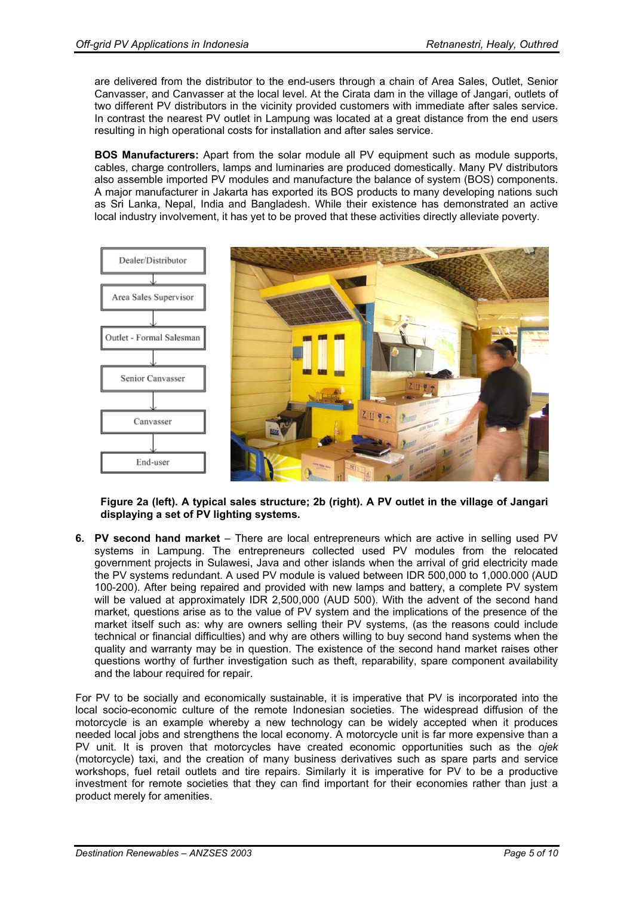are delivered from the distributor to the end-users through a chain of Area Sales, Outlet, Senior Canvasser, and Canvasser at the local level. At the Cirata dam in the village of Jangari, outlets of two different PV distributors in the vicinity provided customers with immediate after sales service. In contrast the nearest PV outlet in Lampung was located at a great distance from the end users resulting in high operational costs for installation and after sales service.

**BOS Manufacturers:** Apart from the solar module all PV equipment such as module supports, cables, charge controllers, lamps and luminaries are produced domestically. Many PV distributors also assemble imported PV modules and manufacture the balance of system (BOS) components. A major manufacturer in Jakarta has exported its BOS products to many developing nations such as Sri Lanka, Nepal, India and Bangladesh. While their existence has demonstrated an active local industry involvement, it has yet to be proved that these activities directly alleviate poverty.

Dealer/Distributor → Area Sales Supervisor → Outlet - Formal Salesman → Senior Canvasser → Canvasser → End-user

**Figure 2a (left). A typical sales structure; 2b (right). A PV outlet in the village of Jangari displaying a set of PV lighting systems.**

6. **PV second hand market** – There are local entrepreneurs which are active in selling used PV systems in Lampung. The entrepreneurs collected used PV modules from the relocated government projects in Sulawesi, Java and other islands when the arrival of grid electricity made the PV systems redundant. A used PV module is valued between IDR 500,000 to 1,000.000 (AUD 100-200). After being repaired and provided with new lamps and battery, a complete PV system will be valued at approximately IDR 2,500,000 (AUD 500). With the advent of the second hand market, questions arise as to the value of PV system and the implications of the presence of the market itself such as: why are owners selling their PV systems, (as the reasons could include technical or financial difficulties) and why are others willing to buy second hand systems when the quality and warranty may be in question. The existence of the second hand market raises other questions worthy of further investigation such as theft, reparability, spare component availability and the labour required for repair.

For PV to be socially and economically sustainable, it is imperative that PV is incorporated into the local socio-economic culture of the remote Indonesian societies. The widespread diffusion of the motorcycle is an example whereby a new technology can be widely accepted when it produces needed local jobs and strengthens the local economy. A motorcycle unit is far more expensive than a PV unit. It is proven that motorcycles have created economic opportunities such as the *ojek* (motorcycle) taxi, and the creation of many business derivatives such as spare parts and service workshops, fuel retail outlets and tire repairs. Similarly it is imperative for PV to be a productive investment for remote societies that they can find important for their economies rather than just a product merely for amenities.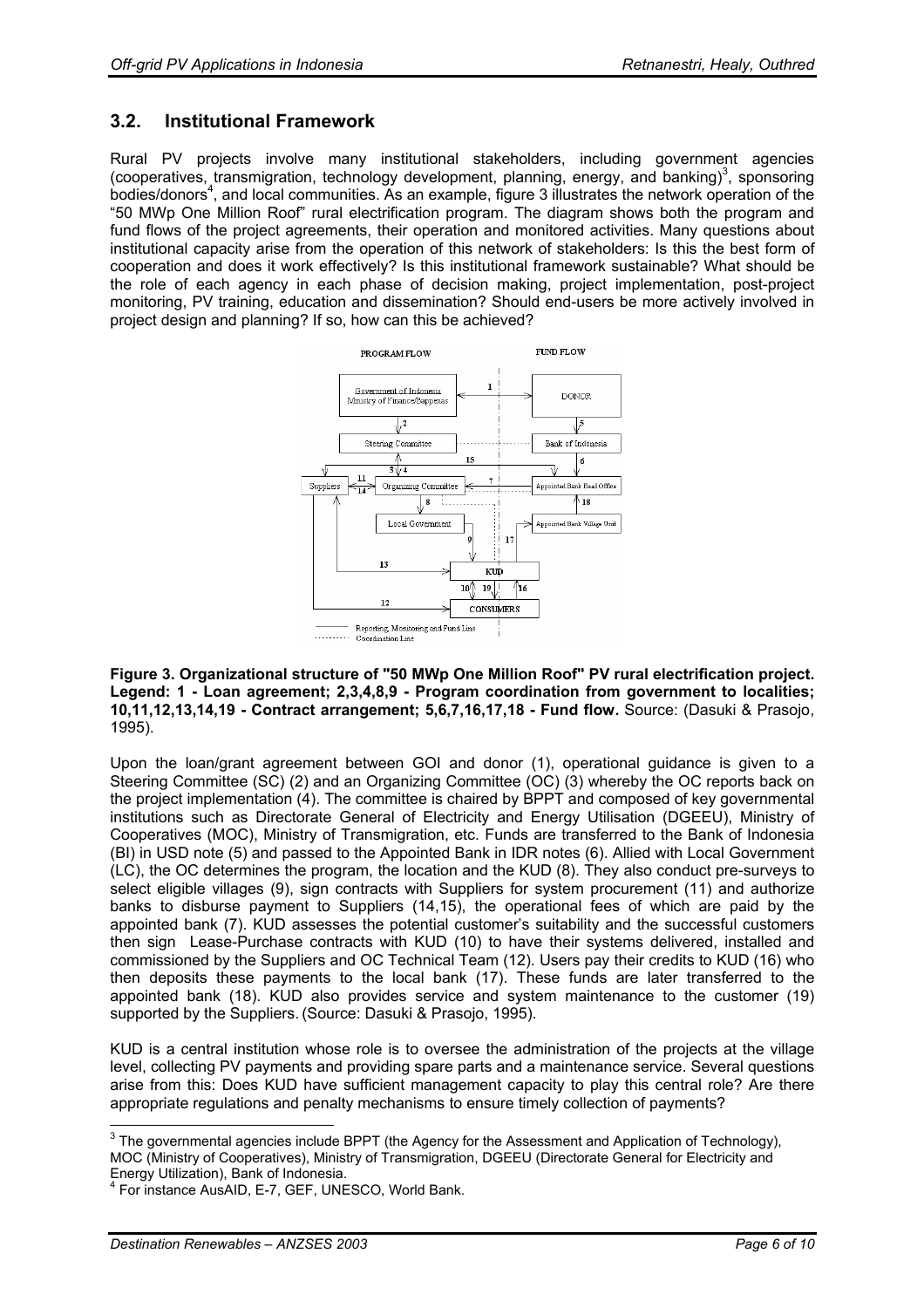## 3.2. Institutional Framework

Rural PV projects involve many institutional stakeholders, including government agencies (cooperatives, transmigration, technology development, planning, energy, and banking)[3], sponsoring bodies/donors[4], and local communities. As an example, figure 3 illustrates the network operation of the "50 MWp One Million Roof" rural electrification program. The diagram shows both the program and fund flows of the project agreements, their operation and monitored activities. Many questions about institutional capacity arise from the operation of this network of stakeholders: Is this the best form of cooperation and does it work effectively? Is this institutional framework sustainable? What should be the role of each agency in each phase of decision making, project implementation, post-project monitoring, PV training, education and dissemination? Should end-users be more actively involved in project design and planning? If so, how can this be achieved?

**Figure 3. Organizational structure of "50 MWp One Million Roof" PV rural electrification project. Legend: 1 - Loan agreement; 2,3,4,8,9 - Program coordination from government to localities; 10,11,12,13,14,19 - Contract arrangement; 5,6,7,16,17,18 - Fund flow.** Source: (Dasuki & Prasojo, 1995).

Upon the loan/grant agreement between GOI and donor (1), operational guidance is given to a Steering Committee (SC) (2) and an Organizing Committee (OC) (3) whereby the OC reports back on the project implementation (4). The committee is chaired by BPPT and composed of key governmental institutions such as Directorate General of Electricity and Energy Utilisation (DGEEU), Ministry of Cooperatives (MOC), Ministry of Transmigration, etc. Funds are transferred to the Bank of Indonesia (BI) in USD note (5) and passed to the Appointed Bank in IDR notes (6). Allied with Local Government (LC), the OC determines the program, the location and the KUD (8). They also conduct pre-surveys to select eligible villages (9), sign contracts with Suppliers for system procurement (11) and authorize banks to disburse payment to Suppliers (14,15), the operational fees of which are paid by the appointed bank (7). KUD assesses the potential customer's suitability and the successful customers then sign Lease-Purchase contracts with KUD (10) to have their systems delivered, installed and commissioned by the Suppliers and OC Technical Team (12). Users pay their credits to KUD (16) who then deposits these payments to the local bank (17). These funds are later transferred to the appointed bank (18). KUD also provides service and system maintenance to the customer (19) supported by the Suppliers. (Source: Dasuki & Prasojo, 1995).

KUD is a central institution whose role is to oversee the administration of the projects at the village level, collecting PV payments and providing spare parts and a maintenance service. Several questions arise from this: Does KUD have sufficient management capacity to play this central role? Are there appropriate regulations and penalty mechanisms to ensure timely collection of payments?

---

[3] The governmental agencies include BPPT (the Agency for the Assessment and Application of Technology), MOC (Ministry of Cooperatives), Ministry of Transmigration, DGEEU (Directorate General for Electricity and Energy Utilization), Bank of Indonesia.

[4] For instance AusAID, E-7, GEF, UNESCO, World Bank.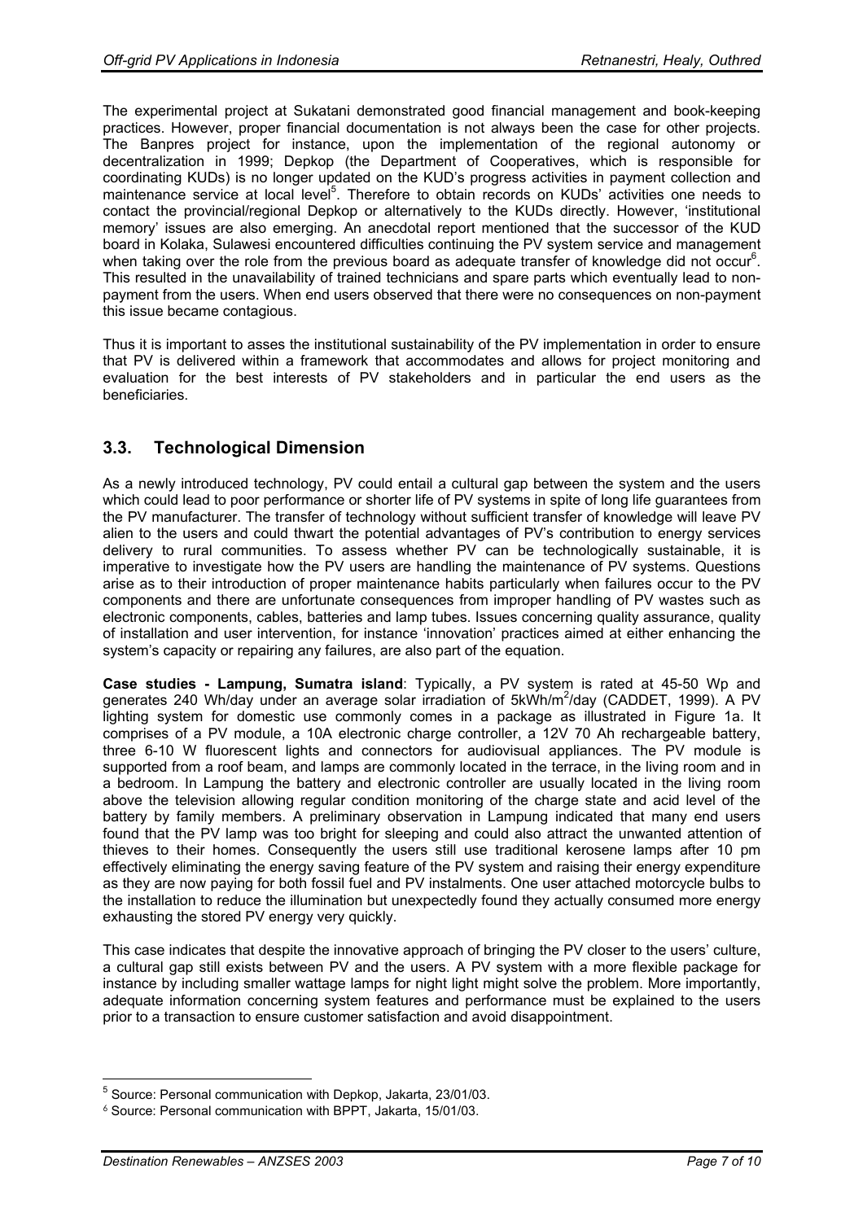The experimental project at Sukatani demonstrated good financial management and book-keeping practices. However, proper financial documentation is not always been the case for other projects. The Banpres project for instance, upon the implementation of the regional autonomy or decentralization in 1999; Depkop (the Department of Cooperatives, which is responsible for coordinating KUDs) is no longer updated on the KUD's progress activities in payment collection and maintenance service at local level[5]. Therefore to obtain records on KUDs' activities one needs to contact the provincial/regional Depkop or alternatively to the KUDs directly. However, 'institutional memory' issues are also emerging. An anecdotal report mentioned that the successor of the KUD board in Kolaka, Sulawesi encountered difficulties continuing the PV system service and management when taking over the role from the previous board as adequate transfer of knowledge did not occur[6]. This resulted in the unavailability of trained technicians and spare parts which eventually lead to non-payment from the users. When end users observed that there were no consequences on non-payment this issue became contagious.

Thus it is important to asses the institutional sustainability of the PV implementation in order to ensure that PV is delivered within a framework that accommodates and allows for project monitoring and evaluation for the best interests of PV stakeholders and in particular the end users as the beneficiaries.

## 3.3. Technological Dimension

As a newly introduced technology, PV could entail a cultural gap between the system and the users which could lead to poor performance or shorter life of PV systems in spite of long life guarantees from the PV manufacturer. The transfer of technology without sufficient transfer of knowledge will leave PV alien to the users and could thwart the potential advantages of PV's contribution to energy services delivery to rural communities. To assess whether PV can be technologically sustainable, it is imperative to investigate how the PV users are handling the maintenance of PV systems. Questions arise as to their introduction of proper maintenance habits particularly when failures occur to the PV components and there are unfortunate consequences from improper handling of PV wastes such as electronic components, cables, batteries and lamp tubes. Issues concerning quality assurance, quality of installation and user intervention, for instance 'innovation' practices aimed at either enhancing the system's capacity or repairing any failures, are also part of the equation.

**Case studies - Lampung, Sumatra island**: Typically, a PV system is rated at 45-50 Wp and generates 240 Wh/day under an average solar irradiation of 5kWh/m$^2$/day (CADDET, 1999). A PV lighting system for domestic use commonly comes in a package as illustrated in Figure 1a. It comprises of a PV module, a 10A electronic charge controller, a 12V 70 Ah rechargeable battery, three 6-10 W fluorescent lights and connectors for audiovisual appliances. The PV module is supported from a roof beam, and lamps are commonly located in the terrace, in the living room and in a bedroom. In Lampung the battery and electronic controller are usually located in the living room above the television allowing regular condition monitoring of the charge state and acid level of the battery by family members. A preliminary observation in Lampung indicated that many end users found that the PV lamp was too bright for sleeping and could also attract the unwanted attention of thieves to their homes. Consequently the users still use traditional kerosene lamps after 10 pm effectively eliminating the energy saving feature of the PV system and raising their energy expenditure as they are now paying for both fossil fuel and PV instalments. One user attached motorcycle bulbs to the installation to reduce the illumination but unexpectedly found they actually consumed more energy exhausting the stored PV energy very quickly.

This case indicates that despite the innovative approach of bringing the PV closer to the users' culture, a cultural gap still exists between PV and the users. A PV system with a more flexible package for instance by including smaller wattage lamps for night light might solve the problem. More importantly, adequate information concerning system features and performance must be explained to the users prior to a transaction to ensure customer satisfaction and avoid disappointment.

---

[5] Source: Personal communication with Depkop, Jakarta, 23/01/03.

[6] Source: Personal communication with BPPT, Jakarta, 15/01/03.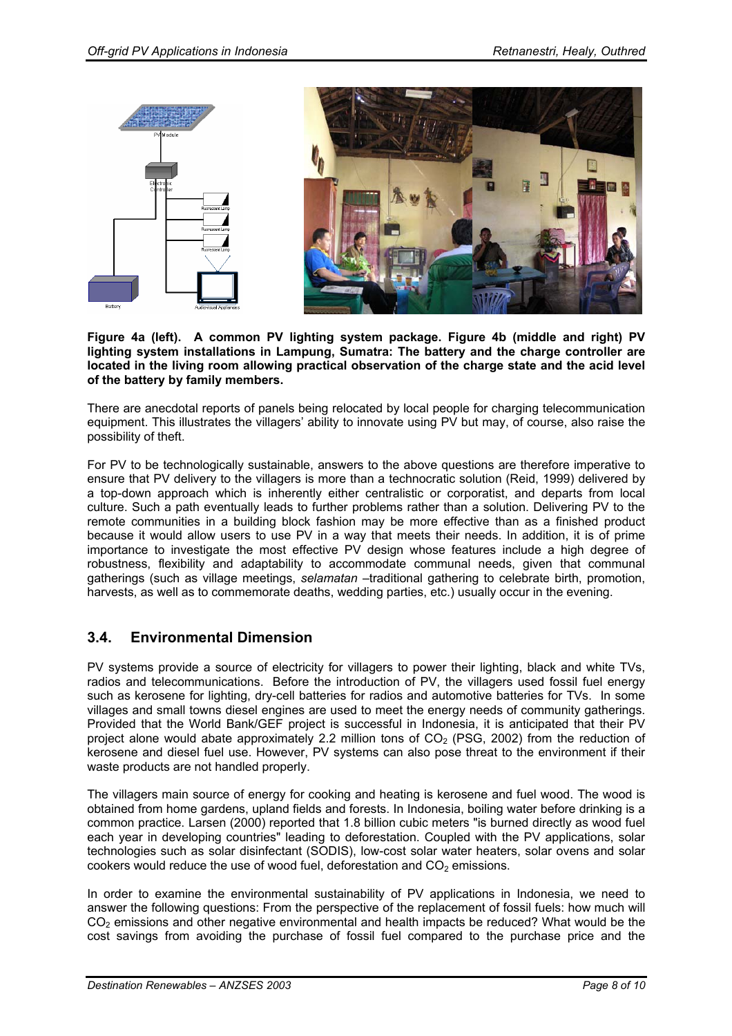**Figure 4a (left). A common PV lighting system package. Figure 4b (middle and right) PV lighting system installations in Lampung, Sumatra: The battery and the charge controller are located in the living room allowing practical observation of the charge state and the acid level of the battery by family members.**

There are anecdotal reports of panels being relocated by local people for charging telecommunication equipment. This illustrates the villagers' ability to innovate using PV but may, of course, also raise the possibility of theft.

For PV to be technologically sustainable, answers to the above questions are therefore imperative to ensure that PV delivery to the villagers is more than a technocratic solution (Reid, 1999) delivered by a top-down approach which is inherently either centralistic or corporatist, and departs from local culture. Such a path eventually leads to further problems rather than a solution. Delivering PV to the remote communities in a building block fashion may be more effective than as a finished product because it would allow users to use PV in a way that meets their needs. In addition, it is of prime importance to investigate the most effective PV design whose features include a high degree of robustness, flexibility and adaptability to accommodate communal needs, given that communal gatherings (such as village meetings, *selamatan* –traditional gathering to celebrate birth, promotion, harvests, as well as to commemorate deaths, wedding parties, etc.) usually occur in the evening.

## 3.4. Environmental Dimension

PV systems provide a source of electricity for villagers to power their lighting, black and white TVs, radios and telecommunications. Before the introduction of PV, the villagers used fossil fuel energy such as kerosene for lighting, dry-cell batteries for radios and automotive batteries for TVs. In some villages and small towns diesel engines are used to meet the energy needs of community gatherings. Provided that the World Bank/GEF project is successful in Indonesia, it is anticipated that their PV project alone would abate approximately 2.2 million tons of $CO_2$ (PSG, 2002) from the reduction of kerosene and diesel fuel use. However, PV systems can also pose threat to the environment if their waste products are not handled properly.

The villagers main source of energy for cooking and heating is kerosene and fuel wood. The wood is obtained from home gardens, upland fields and forests. In Indonesia, boiling water before drinking is a common practice. Larsen (2000) reported that 1.8 billion cubic meters "is burned directly as wood fuel each year in developing countries" leading to deforestation. Coupled with the PV applications, solar technologies such as solar disinfectant (SODIS), low-cost solar water heaters, solar ovens and solar cookers would reduce the use of wood fuel, deforestation and $CO_2$ emissions.

In order to examine the environmental sustainability of PV applications in Indonesia, we need to answer the following questions: From the perspective of the replacement of fossil fuels: how much will $CO_2$ emissions and other negative environmental and health impacts be reduced? What would be the cost savings from avoiding the purchase of fossil fuel compared to the purchase price and the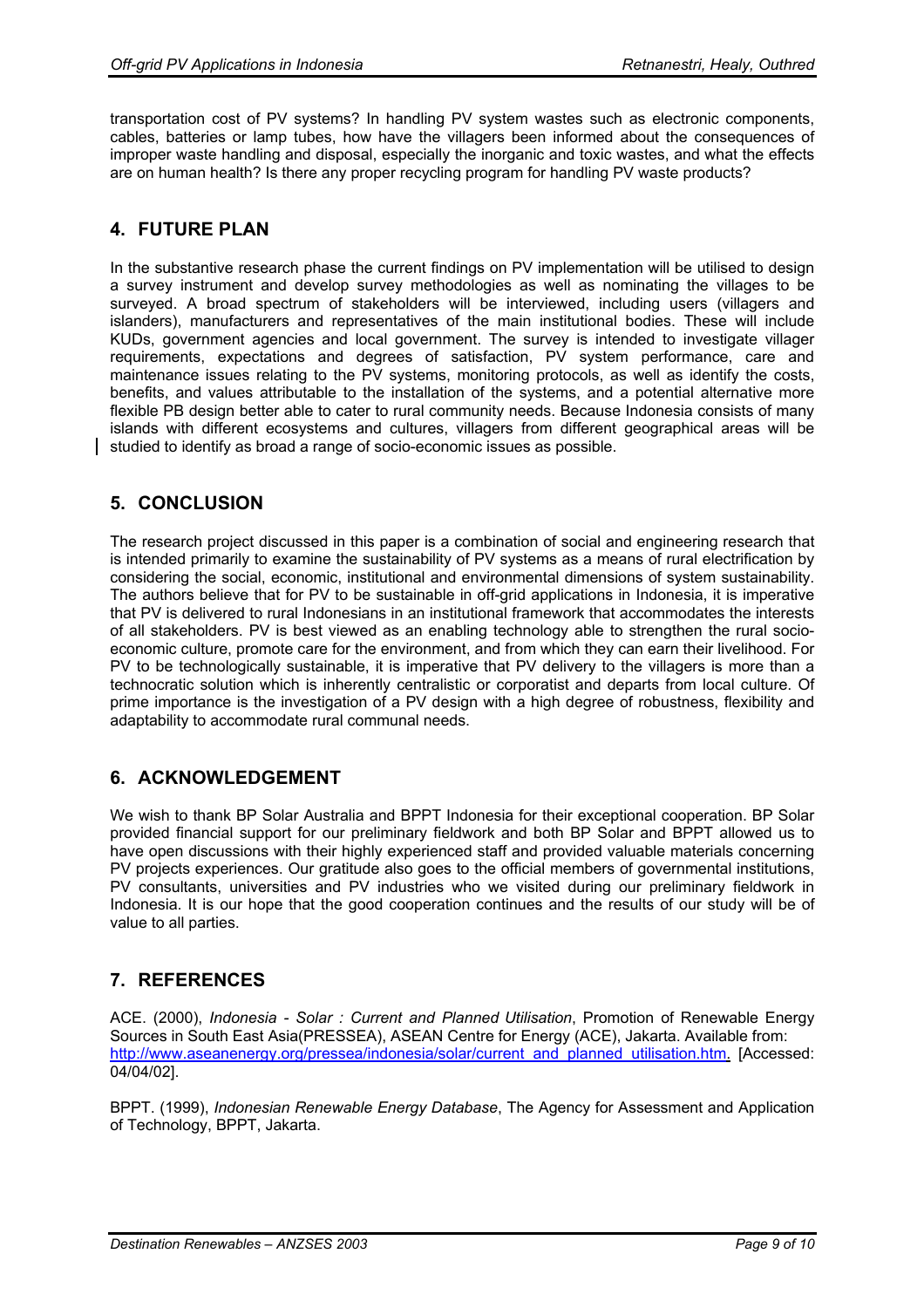transportation cost of PV systems? In handling PV system wastes such as electronic components, cables, batteries or lamp tubes, how have the villagers been informed about the consequences of improper waste handling and disposal, especially the inorganic and toxic wastes, and what the effects are on human health? Is there any proper recycling program for handling PV waste products?

## 4. FUTURE PLAN

In the substantive research phase the current findings on PV implementation will be utilised to design a survey instrument and develop survey methodologies as well as nominating the villages to be surveyed. A broad spectrum of stakeholders will be interviewed, including users (villagers and islanders), manufacturers and representatives of the main institutional bodies. These will include KUDs, government agencies and local government. The survey is intended to investigate villager requirements, expectations and degrees of satisfaction, PV system performance, care and maintenance issues relating to the PV systems, monitoring protocols, as well as identify the costs, benefits, and values attributable to the installation of the systems, and a potential alternative more flexible PB design better able to cater to rural community needs. Because Indonesia consists of many islands with different ecosystems and cultures, villagers from different geographical areas will be studied to identify as broad a range of socio-economic issues as possible.

## 5. CONCLUSION

The research project discussed in this paper is a combination of social and engineering research that is intended primarily to examine the sustainability of PV systems as a means of rural electrification by considering the social, economic, institutional and environmental dimensions of system sustainability. The authors believe that for PV to be sustainable in off-grid applications in Indonesia, it is imperative that PV is delivered to rural Indonesians in an institutional framework that accommodates the interests of all stakeholders. PV is best viewed as an enabling technology able to strengthen the rural socio-economic culture, promote care for the environment, and from which they can earn their livelihood. For PV to be technologically sustainable, it is imperative that PV delivery to the villagers is more than a technocratic solution which is inherently centralistic or corporatist and departs from local culture. Of prime importance is the investigation of a PV design with a high degree of robustness, flexibility and adaptability to accommodate rural communal needs.

## 6. ACKNOWLEDGEMENT

We wish to thank BP Solar Australia and BPPT Indonesia for their exceptional cooperation. BP Solar provided financial support for our preliminary fieldwork and both BP Solar and BPPT allowed us to have open discussions with their highly experienced staff and provided valuable materials concerning PV projects experiences. Our gratitude also goes to the official members of governmental institutions, PV consultants, universities and PV industries who we visited during our preliminary fieldwork in Indonesia. It is our hope that the good cooperation continues and the results of our study will be of value to all parties.

## 7. REFERENCES

ACE. (2000), *Indonesia - Solar : Current and Planned Utilisation*, Promotion of Renewable Energy Sources in South East Asia(PRESSEA), ASEAN Centre for Energy (ACE), Jakarta. Available from: http://www.aseanenergy.org/pressea/indonesia/solar/current_and_planned_utilisation.htm. [Accessed: 04/04/02].

BPPT. (1999), *Indonesian Renewable Energy Database*, The Agency for Assessment and Application of Technology, BPPT, Jakarta.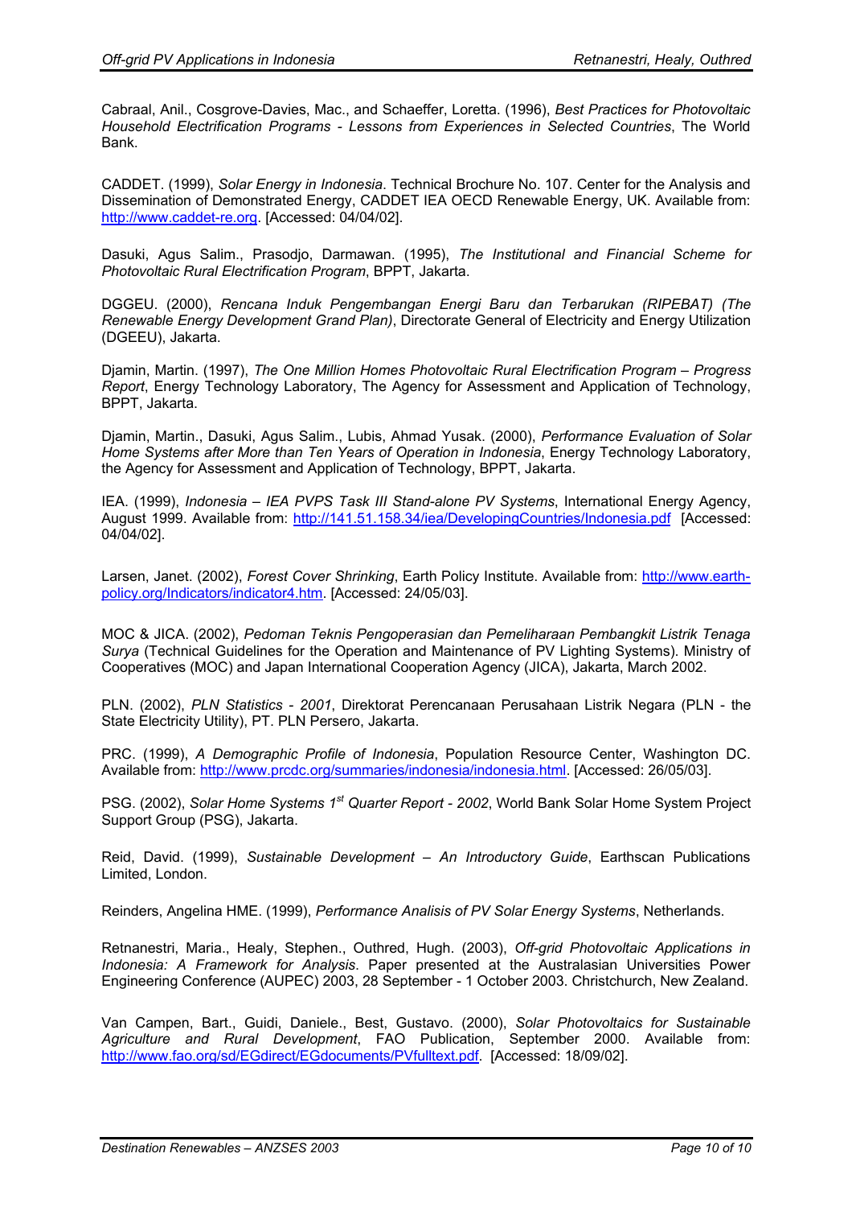Cabraal, Anil., Cosgrove-Davies, Mac., and Schaeffer, Loretta. (1996), *Best Practices for Photovoltaic Household Electrification Programs - Lessons from Experiences in Selected Countries*, The World Bank.

CADDET. (1999), *Solar Energy in Indonesia*. Technical Brochure No. 107. Center for the Analysis and Dissemination of Demonstrated Energy, CADDET IEA OECD Renewable Energy, UK. Available from: http://www.caddet-re.org. [Accessed: 04/04/02].

Dasuki, Agus Salim., Prasodjo, Darmawan. (1995), *The Institutional and Financial Scheme for Photovoltaic Rural Electrification Program*, BPPT, Jakarta.

DGGEU. (2000), *Rencana Induk Pengembangan Energi Baru dan Terbarukan (RIPEBAT) (The Renewable Energy Development Grand Plan)*, Directorate General of Electricity and Energy Utilization (DGEEU), Jakarta.

Djamin, Martin. (1997), *The One Million Homes Photovoltaic Rural Electrification Program – Progress Report*, Energy Technology Laboratory, The Agency for Assessment and Application of Technology, BPPT, Jakarta.

Djamin, Martin., Dasuki, Agus Salim., Lubis, Ahmad Yusak. (2000), *Performance Evaluation of Solar Home Systems after More than Ten Years of Operation in Indonesia*, Energy Technology Laboratory, the Agency for Assessment and Application of Technology, BPPT, Jakarta.

IEA. (1999), *Indonesia – IEA PVPS Task III Stand-alone PV Systems*, International Energy Agency, August 1999. Available from: http://141.51.158.34/iea/DevelopingCountries/Indonesia.pdf [Accessed: 04/04/02].

Larsen, Janet. (2002), *Forest Cover Shrinking*, Earth Policy Institute. Available from: http://www.earth-policy.org/Indicators/indicator4.htm. [Accessed: 24/05/03].

MOC & JICA. (2002), *Pedoman Teknis Pengoperasian dan Pemeliharaan Pembangkit Listrik Tenaga Surya* (Technical Guidelines for the Operation and Maintenance of PV Lighting Systems). Ministry of Cooperatives (MOC) and Japan International Cooperation Agency (JICA), Jakarta, March 2002.

PLN. (2002), *PLN Statistics - 2001*, Direktorat Perencanaan Perusahaan Listrik Negara (PLN - the State Electricity Utility), PT. PLN Persero, Jakarta.

PRC. (1999), *A Demographic Profile of Indonesia*, Population Resource Center, Washington DC. Available from: http://www.prcdc.org/summaries/indonesia/indonesia.html. [Accessed: 26/05/03].

PSG. (2002), *Solar Home Systems 1st Quarter Report - 2002*, World Bank Solar Home System Project Support Group (PSG), Jakarta.

Reid, David. (1999), *Sustainable Development – An Introductory Guide*, Earthscan Publications Limited, London.

Reinders, Angelina HME. (1999), *Performance Analisis of PV Solar Energy Systems*, Netherlands.

Retnanestri, Maria., Healy, Stephen., Outhred, Hugh. (2003), *Off-grid Photovoltaic Applications in Indonesia: A Framework for Analysis*. Paper presented at the Australasian Universities Power Engineering Conference (AUPEC) 2003, 28 September - 1 October 2003. Christchurch, New Zealand.

Van Campen, Bart., Guidi, Daniele., Best, Gustavo. (2000), *Solar Photovoltaics for Sustainable Agriculture and Rural Development*, FAO Publication, September 2000. Available from: http://www.fao.org/sd/EGdirect/EGdocuments/PVfulltext.pdf. [Accessed: 18/09/02].